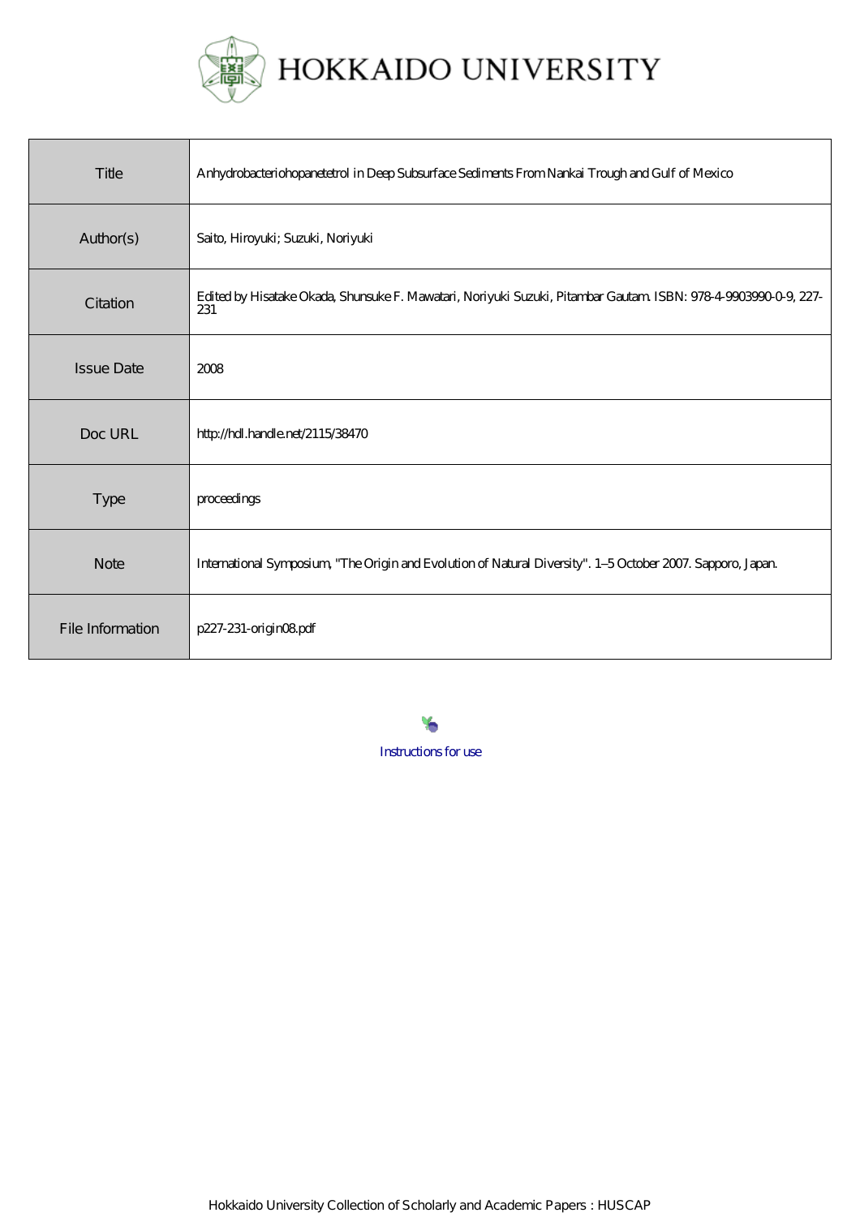# HOKKAIDO UNIVERSITY

| Title | Anhydrobacteriohopanetetrol in Deep Subsurface Sediments From Nankai Trough and Gulf of Mexico |
| --- | --- |
| Author(s) | Saito, Hiroyuki; Suzuki, Noriyuki |
| Citation | Edited by Hisatake Okada, Shunsuke F. Mawatari, Noriyuki Suzuki, Pitambar Gautam. ISBN: 978-4-9903990-0-9, 227-231 |
| Issue Date | 2008 |
| Doc URL | http://hdl.handle.net/2115/38470 |
| Type | proceedings |
| Note | International Symposium, "The Origin and Evolution of Natural Diversity". 1–5 October 2007. Sapporo, Japan. |
| File Information | p227-231-origin08.pdf |

Instructions for use

Hokkaido University Collection of Scholarly and Academic Papers : HUSCAP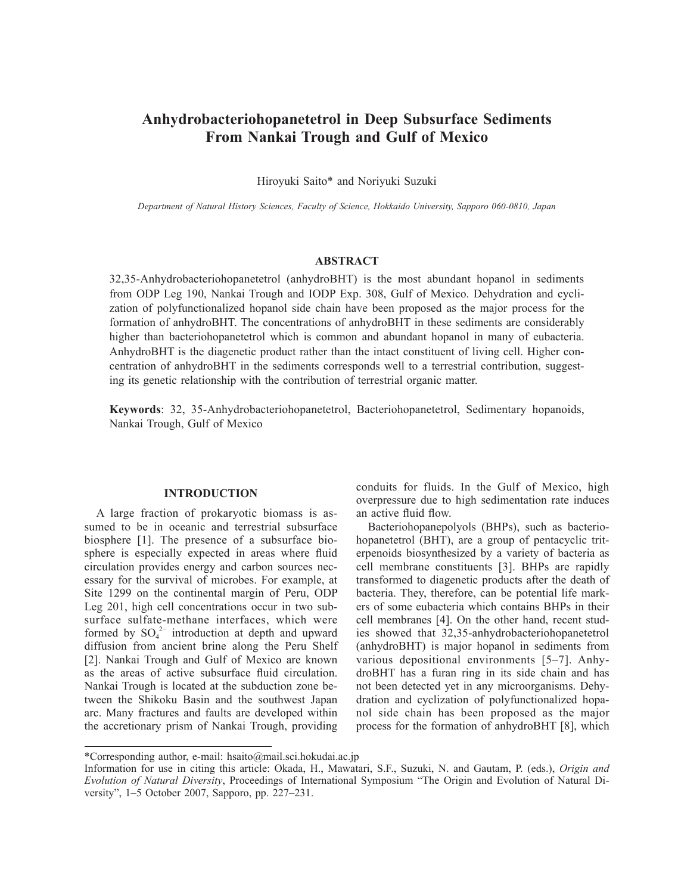# Anhydrobacteriohopanetetrol in Deep Subsurface Sediments From Nankai Trough and Gulf of Mexico

Hiroyuki Saito* and Noriyuki Suzuki

*Department of Natural History Sciences, Faculty of Science, Hokkaido University, Sapporo 060-0810, Japan*

## ABSTRACT

32,35-Anhydrobacteriohopanetetrol (anhydroBHT) is the most abundant hopanol in sediments from ODP Leg 190, Nankai Trough and IODP Exp. 308, Gulf of Mexico. Dehydration and cyclization of polyfunctionalized hopanol side chain have been proposed as the major process for the formation of anhydroBHT. The concentrations of anhydroBHT in these sediments are considerably higher than bacteriohopanetetrol which is common and abundant hopanol in many of eubacteria. AnhydroBHT is the diagenetic product rather than the intact constituent of living cell. Higher concentration of anhydroBHT in the sediments corresponds well to a terrestrial contribution, suggesting its genetic relationship with the contribution of terrestrial organic matter.

**Keywords**: 32, 35-Anhydrobacteriohopanetetrol, Bacteriohopanetetrol, Sedimentary hopanoids, Nankai Trough, Gulf of Mexico

## INTRODUCTION

A large fraction of prokaryotic biomass is assumed to be in oceanic and terrestrial subsurface biosphere [1]. The presence of a subsurface biosphere is especially expected in areas where fluid circulation provides energy and carbon sources necessary for the survival of microbes. For example, at Site 1299 on the continental margin of Peru, ODP Leg 201, high cell concentrations occur in two subsurface sulfate-methane interfaces, which were formed by $SO_4^{2-}$ introduction at depth and upward diffusion from ancient brine along the Peru Shelf [2]. Nankai Trough and Gulf of Mexico are known as the areas of active subsurface fluid circulation. Nankai Trough is located at the subduction zone between the Shikoku Basin and the southwest Japan arc. Many fractures and faults are developed within the accretionary prism of Nankai Trough, providing conduits for fluids. In the Gulf of Mexico, high overpressure due to high sedimentation rate induces an active fluid flow.

Bacteriohopanepolyols (BHPs), such as bacteriohopanetetrol (BHT), are a group of pentacyclic triterpenoids biosynthesized by a variety of bacteria as cell membrane constituents [3]. BHPs are rapidly transformed to diagenetic products after the death of bacteria. They, therefore, can be potential life markers of some eubacteria which contains BHPs in their cell membranes [4]. On the other hand, recent studies showed that 32,35-anhydrobacteriohopanetetrol (anhydroBHT) is major hopanol in sediments from various depositional environments [5–7]. AnhydroBHT has a furan ring in its side chain and has not been detected yet in any microorganisms. Dehydration and cyclization of polyfunctionalized hopanol side chain has been proposed as the major process for the formation of anhydroBHT [8], which

*Corresponding author, e-mail: hsaito@mail.sci.hokudai.ac.jp

Information for use in citing this article: Okada, H., Mawatari, S.F., Suzuki, N. and Gautam, P. (eds.), *Origin and Evolution of Natural Diversity*, Proceedings of International Symposium "The Origin and Evolution of Natural Diversity", 1–5 October 2007, Sapporo, pp. 227–231.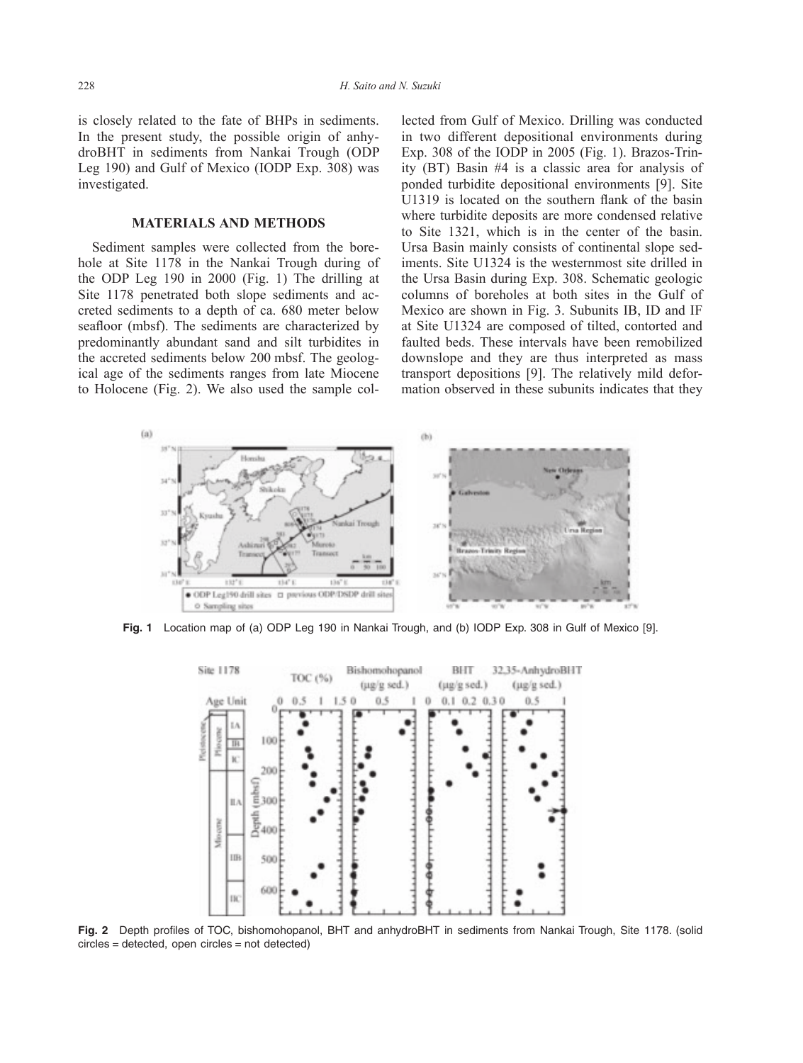is closely related to the fate of BHPs in sediments. In the present study, the possible origin of anhydroBHT in sediments from Nankai Trough (ODP Leg 190) and Gulf of Mexico (IODP Exp. 308) was investigated.

## MATERIALS AND METHODS

Sediment samples were collected from the borehole at Site 1178 in the Nankai Trough during of the ODP Leg 190 in 2000 (Fig. 1) The drilling at Site 1178 penetrated both slope sediments and accreted sediments to a depth of ca. 680 meter below seafloor (mbsf). The sediments are characterized by predominantly abundant sand and silt turbidites in the accreted sediments below 200 mbsf. The geological age of the sediments ranges from late Miocene to Holocene (Fig. 2). We also used the sample collected from Gulf of Mexico. Drilling was conducted in two different depositional environments during Exp. 308 of the IODP in 2005 (Fig. 1). Brazos-Trinity (BT) Basin #4 is a classic area for analysis of ponded turbidite depositional environments [9]. Site U1319 is located on the southern flank of the basin where turbidite deposits are more condensed relative to Site 1321, which is in the center of the basin. Ursa Basin mainly consists of continental slope sediments. Site U1324 is the westernmost site drilled in the Ursa Basin during Exp. 308. Schematic geologic columns of boreholes at both sites in the Gulf of Mexico are shown in Fig. 3. Subunits IB, ID and IF at Site U1324 are composed of tilted, contorted and faulted beds. These intervals have been remobilized downslope and they are thus interpreted as mass transport depositions [9]. The relatively mild deformation observed in these subunits indicates that they

**Fig. 1** Location map of (a) ODP Leg 190 in Nankai Trough, and (b) IODP Exp. 308 in Gulf of Mexico [9].

**Fig. 2** Depth profiles of TOC, bishomohopanol, BHT and anhydroBHT in sediments from Nankai Trough, Site 1178. (solid circles = detected, open circles = not detected)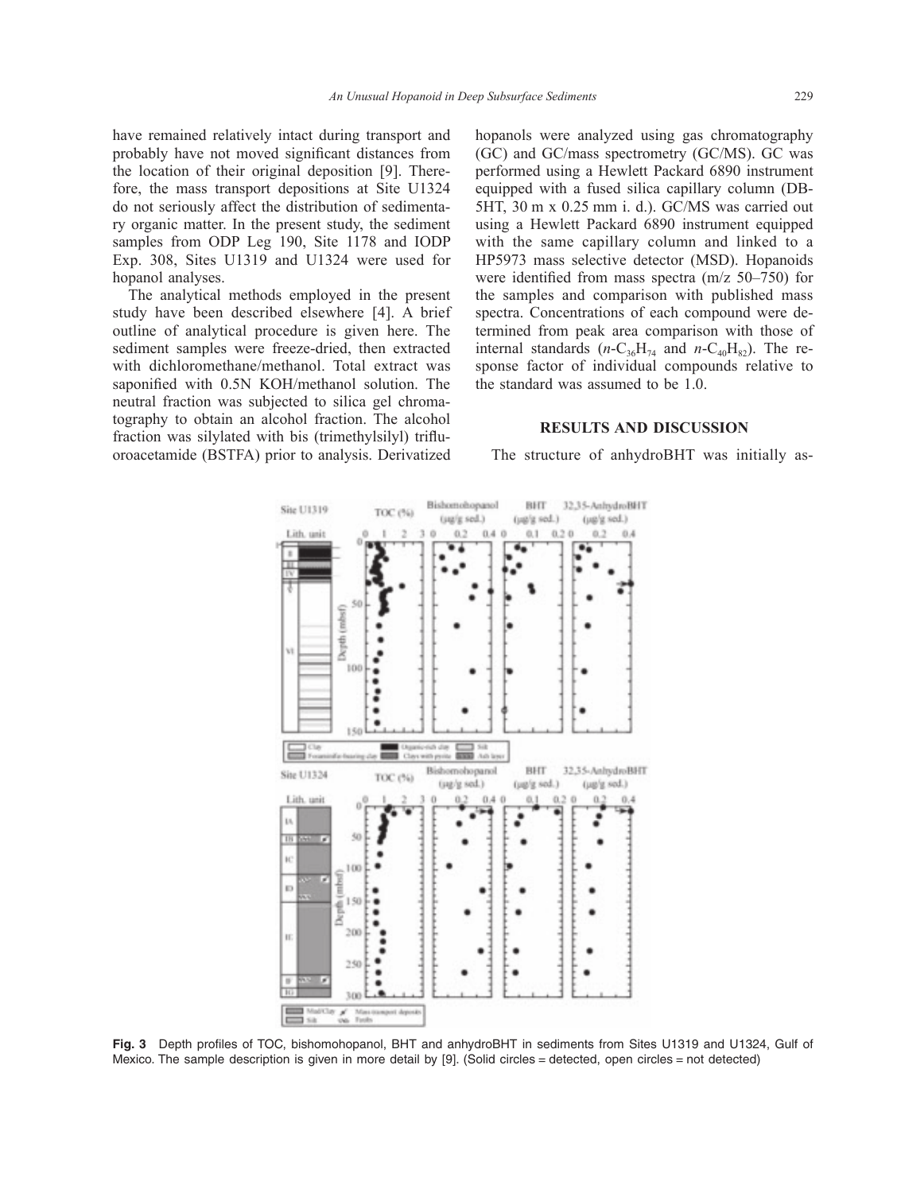have remained relatively intact during transport and probably have not moved significant distances from the location of their original deposition [9]. Therefore, the mass transport depositions at Site U1324 do not seriously affect the distribution of sedimentary organic matter. In the present study, the sediment samples from ODP Leg 190, Site 1178 and IODP Exp. 308, Sites U1319 and U1324 were used for hopanol analyses.

The analytical methods employed in the present study have been described elsewhere [4]. A brief outline of analytical procedure is given here. The sediment samples were freeze-dried, then extracted with dichloromethane/methanol. Total extract was saponified with 0.5N KOH/methanol solution. The neutral fraction was subjected to silica gel chromatography to obtain an alcohol fraction. The alcohol fraction was silylated with bis (trimethylsilyl) trifluoroacetamide (BSTFA) prior to analysis. Derivatized hopanols were analyzed using gas chromatography (GC) and GC/mass spectrometry (GC/MS). GC was performed using a Hewlett Packard 6890 instrument equipped with a fused silica capillary column (DB-5HT, 30 m x 0.25 mm i. d.). GC/MS was carried out using a Hewlett Packard 6890 instrument equipped with the same capillary column and linked to a HP5973 mass selective detector (MSD). Hopanoids were identified from mass spectra (m/z 50–750) for the samples and comparison with published mass spectra. Concentrations of each compound were determined from peak area comparison with those of internal standards ($n$-$C_{36}H_{74}$ and $n$-$C_{40}H_{82}$). The response factor of individual compounds relative to the standard was assumed to be 1.0.

## RESULTS AND DISCUSSION

The structure of anhydroBHT was initially as-

**Fig. 3** Depth profiles of TOC, bishomohopanol, BHT and anhydroBHT in sediments from Sites U1319 and U1324, Gulf of Mexico. The sample description is given in more detail by [9]. (Solid circles = detected, open circles = not detected)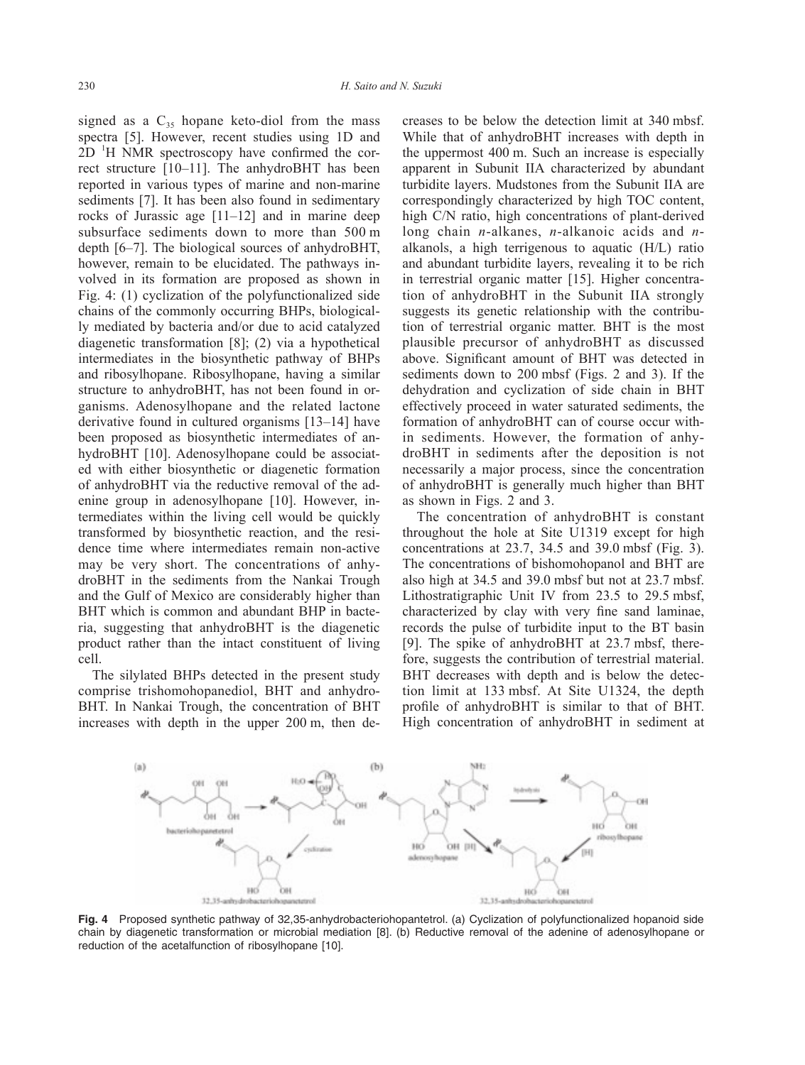signed as a $C_{35}$ hopane keto-diol from the mass spectra [5]. However, recent studies using 1D and 2D $^{1}H$ NMR spectroscopy have confirmed the correct structure [10–11]. The anhydroBHT has been reported in various types of marine and non-marine sediments [7]. It has been also found in sedimentary rocks of Jurassic age [11–12] and in marine deep subsurface sediments down to more than 500 m depth [6–7]. The biological sources of anhydroBHT, however, remain to be elucidated. The pathways involved in its formation are proposed as shown in Fig. 4: (1) cyclization of the polyfunctionalized side chains of the commonly occurring BHPs, biologically mediated by bacteria and/or due to acid catalyzed diagenetic transformation [8]; (2) via a hypothetical intermediates in the biosynthetic pathway of BHPs and ribosylhopane. Ribosylhopane, having a similar structure to anhydroBHT, has not been found in organisms. Adenosylhopane and the related lactone derivative found in cultured organisms [13–14] have been proposed as biosynthetic intermediates of anhydroBHT [10]. Adenosylhopane could be associated with either biosynthetic or diagenetic formation of anhydroBHT via the reductive removal of the adenine group in adenosylhopane [10]. However, intermediates within the living cell would be quickly transformed by biosynthetic reaction, and the residence time where intermediates remain non-active may be very short. The concentrations of anhydroBHT in the sediments from the Nankai Trough and the Gulf of Mexico are considerably higher than BHT which is common and abundant BHP in bacteria, suggesting that anhydroBHT is the diagenetic product rather than the intact constituent of living cell.

The silylated BHPs detected in the present study comprise trishomohopanediol, BHT and anhydroBHT. In Nankai Trough, the concentration of BHT increases with depth in the upper 200 m, then decreases to be below the detection limit at 340 mbsf. While that of anhydroBHT increases with depth in the uppermost 400 m. Such an increase is especially apparent in Subunit IIA characterized by abundant turbidite layers. Mudstones from the Subunit IIA are correspondingly characterized by high TOC content, high C/N ratio, high concentrations of plant-derived long chain *n*-alkanes, *n*-alkanoic acids and *n*-alkanols, a high terrigenous to aquatic (H/L) ratio and abundant turbidite layers, revealing it to be rich in terrestrial organic matter [15]. Higher concentration of anhydroBHT in the Subunit IIA strongly suggests its genetic relationship with the contribution of terrestrial organic matter. BHT is the most plausible precursor of anhydroBHT as discussed above. Significant amount of BHT was detected in sediments down to 200 mbsf (Figs. 2 and 3). If the dehydration and cyclization of side chain in BHT effectively proceed in water saturated sediments, the formation of anhydroBHT can of course occur within sediments. However, the formation of anhydroBHT in sediments after the deposition is not necessarily a major process, since the concentration of anhydroBHT is generally much higher than BHT as shown in Figs. 2 and 3.

The concentration of anhydroBHT is constant throughout the hole at Site U1319 except for high concentrations at 23.7, 34.5 and 39.0 mbsf (Fig. 3). The concentrations of bishomohopanol and BHT are also high at 34.5 and 39.0 mbsf but not at 23.7 mbsf. Lithostratigraphic Unit IV from 23.5 to 29.5 mbsf, characterized by clay with very fine sand laminae, records the pulse of turbidite input to the BT basin [9]. The spike of anhydroBHT at 23.7 mbsf, therefore, suggests the contribution of terrestrial material. BHT decreases with depth and is below the detection limit at 133 mbsf. At Site U1324, the depth profile of anhydroBHT is similar to that of BHT. High concentration of anhydroBHT in sediment at

**Fig. 4** Proposed synthetic pathway of 32,35-anhydrobacteriohopantetrol. (a) Cyclization of polyfunctionalized hopanoid side chain by diagenetic transformation or microbial mediation [8]. (b) Reductive removal of the adenine of adenosylhopane or reduction of the acetalfunction of ribosylhopane [10].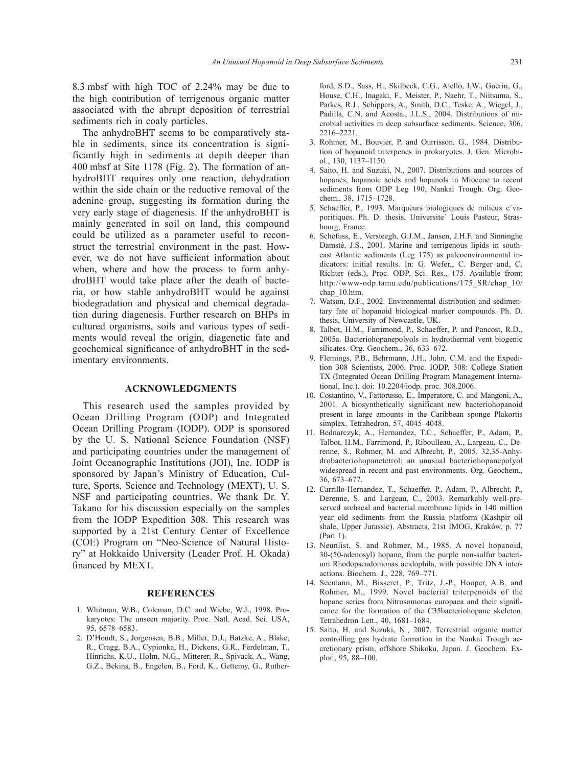8.3 mbsf with high TOC of 2.24% may be due to the high contribution of terrigenous organic matter associated with the abrupt deposition of terrestrial sediments rich in coaly particles.

The anhydroBHT seems to be comparatively stable in sediments, since its concentration is significantly high in sediments at depth deeper than 400 mbsf at Site 1178 (Fig. 2). The formation of anhydroBHT requires only one reaction, dehydration within the side chain or the reductive removal of the adenine group, suggesting its formation during the very early stage of diagenesis. If the anhydroBHT is mainly generated in soil on land, this compound could be utilized as a parameter useful to reconstruct the terrestrial environment in the past. However, we do not have sufficient information about when, where and how the process to form anhydroBHT would take place after the death of bacteria, or how stable anhydroBHT would be against biodegradation and physical and chemical degradation during diagenesis. Further research on BHPs in cultured organisms, soils and various types of sediments would reveal the origin, diagenetic fate and geochemical significance of anhydroBHT in the sedimentary environments.

## ACKNOWLEDGMENTS

This research used the samples provided by Ocean Drilling Program (ODP) and Integrated Ocean Drilling Program (IODP). ODP is sponsored by the U. S. National Science Foundation (NSF) and participating countries under the management of Joint Oceanographic Institutions (JOI), Inc. IODP is sponsored by Japan's Ministry of Education, Culture, Sports, Science and Technology (MEXT), U. S. NSF and participating countries. We thank Dr. Y. Takano for his discussion especially on the samples from the IODP Expedition 308. This research was supported by a 21st Century Center of Excellence (COE) Program on "Neo-Science of Natural History" at Hokkaido University (Leader Prof. H. Okada) financed by MEXT.

## REFERENCES

1. Whitman, W.B., Coleman, D.C. and Wiebe, W.J., 1998. Prokaryotes: The unseen majority. Proc. Natl. Acad. Sci. USA, 95, 6578–6583.
2. D'Hondt, S., Jorgensen, B.B., Miller, D.J., Batzke, A., Blake, R., Cragg, B.A., Cypionka, H., Dickens, G.R., Ferdelman, T., Hinrichs, K.U., Holm, N.G., Mitterer, R., Spivack, A., Wang, G.Z., Bekins, B., Engelen, B., Ford, K., Gettemy, G., Rutherford, S.D., Sass, H., Skilbeck, C.G., Aiello, I.W., Guerin, G., House, C.H., Inagaki, F., Meister, P., Naehr, T., Niitsuma, S., Parkes, R.J., Schippers, A., Smith, D.C., Teske, A., Wiegel, J., Padilla, C.N. and Acosta., J.L.S., 2004. Distributions of microbial activities in deep subsurface sediments. Science, 306, 2216–2221.
3. Rohmer, M., Bouvier, P. and Ourrisson, G., 1984. Distribution of hopanoid triterpenes in prokaryotes. J. Gen. Microbiol., 130, 1137–1150.
4. Saito, H. and Suzuki, N., 2007. Distributions and sources of hopanes, hopanoic acids and hopanols in Miocene to recent sediments from ODP Leg 190, Nankai Trough. Org. Geochem., 38, 1715–1728.
5. Schaeffer, P., 1993. Marqueurs biologiques de milieux e´vaporitiques. Ph. D. thesis, Universite´ Louis Pasteur, Strasbourg, France.
6. Schefuss, E., Versteegh, G.J.M., Jansen, J.H.F. and Sinninghe Damsté, J.S., 2001. Marine and terrigenous lipids in southeast Atlantic sediments (Leg 175) as paleoenvironmental indicators: initial results. In: G. Wefer,, C. Berger and, C. Richter (eds.), Proc. ODP, Sci. Res., 175. Available from: http://www-odp.tamu.edu/publications/175_SR/chap_10/chap_10.htm.
7. Watson, D.F., 2002. Environmental distribution and sedimentary fate of hopanoid biological marker compounds. Ph. D. thesis, University of Newcastle, UK.
8. Talbot, H.M., Farrimond, P., Schaeffer, P. and Pancost, R.D., 2005a. Bacteriohopanepolyols in hydrothermal vent biogenic silicates. Org. Geochem., 36, 633–672.
9. Flemings, P.B., Behrmann, J.H., John, C.M. and the Expedition 308 Scientists, 2006. Proc. IODP, 308: College Station TX (Integrated Ocean Drilling Program Management International, Inc.). doi: 10.2204/iodp. proc. 308.2006.
10. Costantino, V., Fattorusso, E., Imperatore, C. and Mangoni, A., 2001. A biosynthetically significant new bacteriohopanoid present in large amounts in the Caribbean sponge Plakortis simplex. Tetrahedron, 57, 4045–4048.
11. Bednarczyk, A., Hernandez, T.C., Schaeffer, P., Adam, P., Talbot, H.M., Farrimond, P., Riboulleau, A., Largeau, C., Derenne, S., Rohmer, M. and Albrecht, P., 2005. 32,35-Anhydrobacteriohopanetetrol: an unusual bacteriohopanepolyol widespread in recent and past environments. Org. Geochem., 36, 673–677.
12. Carrillo-Hernandez, T., Schaeffer, P., Adam, P., Albrecht, P., Derenne, S. and Largeau, C., 2003. Remarkably well-preserved archaeal and bacterial membrane lipids in 140 million year old sediments from the Russia platform (Kashpir oil shale, Upper Jurassic). Abstracts, 21st IMOG, Kraków, p. 77 (Part 1).
13. Neunlist, S. and Rohmer, M., 1985. A novel hopanoid, 30-(50-adenosyl) hopane, from the purple non-sulfur bacterium Rhodopseudomonas acidophila, with possible DNA interactions. Biochem. J., 228, 769–771.
14. Seemann, M., Bisseret, P., Tritz, J.-P., Hooper, A.B. and Rohmer, M., 1999. Novel bacterial triterpenoids of the hopane series from Nitrosomonas europaea and their significance for the formation of the C35bacteriohopane skeleton. Tetrahedron Lett., 40, 1681–1684.
15. Saito, H. and Suzuki, N., 2007. Terrestrial organic matter controlling gas hydrate formation in the Nankai Trough accretionary prism, offshore Shikoku, Japan. J. Geochem. Explor., 95, 88–100.